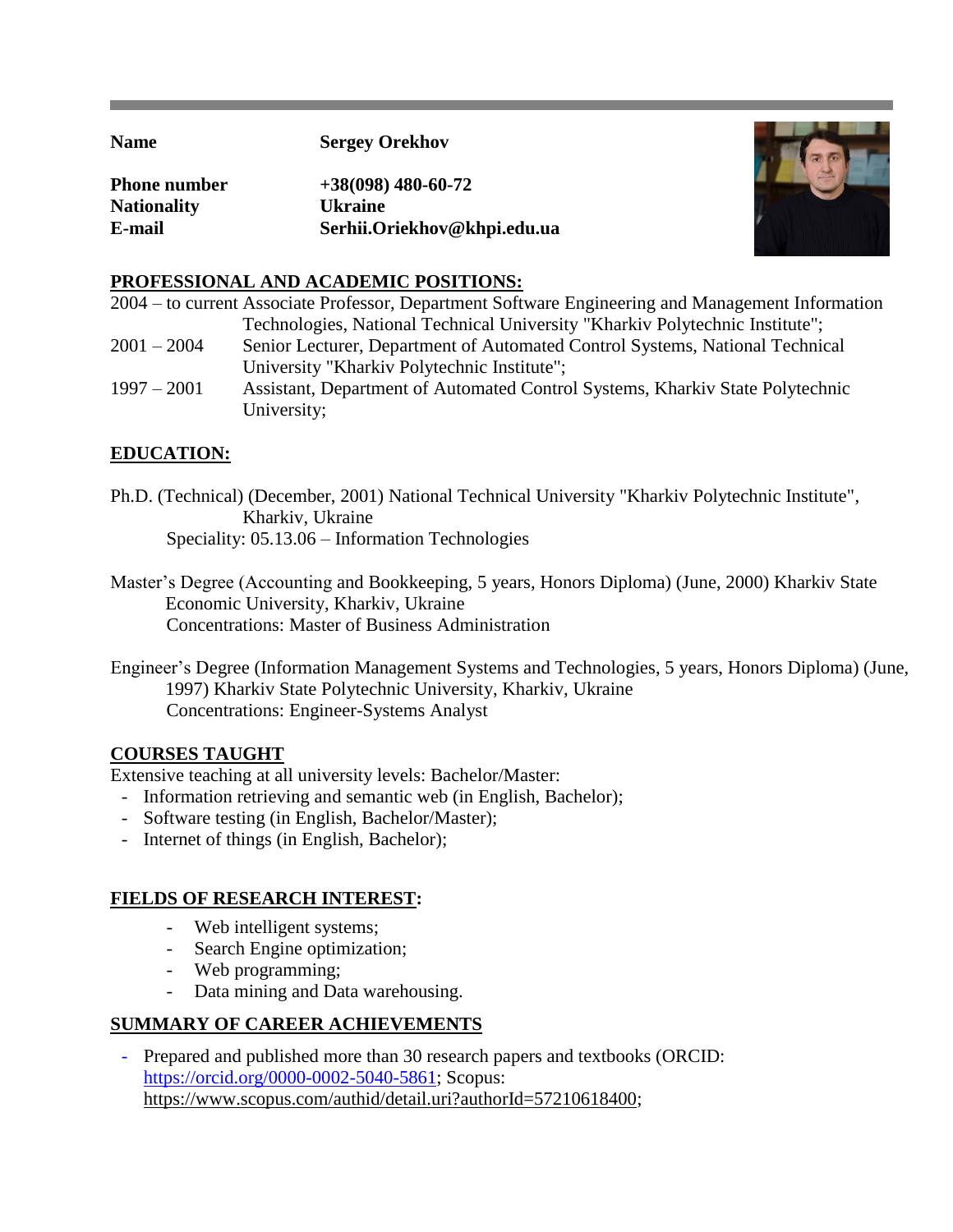| | |
|---|---|
| **Name** | **Sergey Orekhov** |
| **Phone number** | **+38(098) 480-60-72** |
| **Nationality** | **Ukraine** |
| **E-mail** | **Serhii.Oriekhov@khpi.edu.ua** |

## PROFESSIONAL AND ACADEMIC POSITIONS:

2004 – to current Associate Professor, Department Software Engineering and Management Information Technologies, National Technical University "Kharkiv Polytechnic Institute";

2001 – 2004 Senior Lecturer, Department of Automated Control Systems, National Technical University "Kharkiv Polytechnic Institute";

1997 – 2001 Assistant, Department of Automated Control Systems, Kharkiv State Polytechnic University;

## EDUCATION:

Ph.D. (Technical) (December, 2001) National Technical University "Kharkiv Polytechnic Institute", Kharkiv, Ukraine
Speciality: 05.13.06 – Information Technologies

Master's Degree (Accounting and Bookkeeping, 5 years, Honors Diploma) (June, 2000) Kharkiv State Economic University, Kharkiv, Ukraine
Concentrations: Master of Business Administration

Engineer's Degree (Information Management Systems and Technologies, 5 years, Honors Diploma) (June, 1997) Kharkiv State Polytechnic University, Kharkiv, Ukraine
Concentrations: Engineer-Systems Analyst

## COURSES TAUGHT

Extensive teaching at all university levels: Bachelor/Master:

- Information retrieving and semantic web (in English, Bachelor);
- Software testing (in English, Bachelor/Master);
- Internet of things (in English, Bachelor);

## FIELDS OF RESEARCH INTEREST:

- Web intelligent systems;
- Search Engine optimization;
- Web programming;
- Data mining and Data warehousing.

## SUMMARY OF CAREER ACHIEVEMENTS

- Prepared and published more than 30 research papers and textbooks (ORCID: https://orcid.org/0000-0002-5040-5861; Scopus: https://www.scopus.com/authid/detail.uri?authorId=57210618400;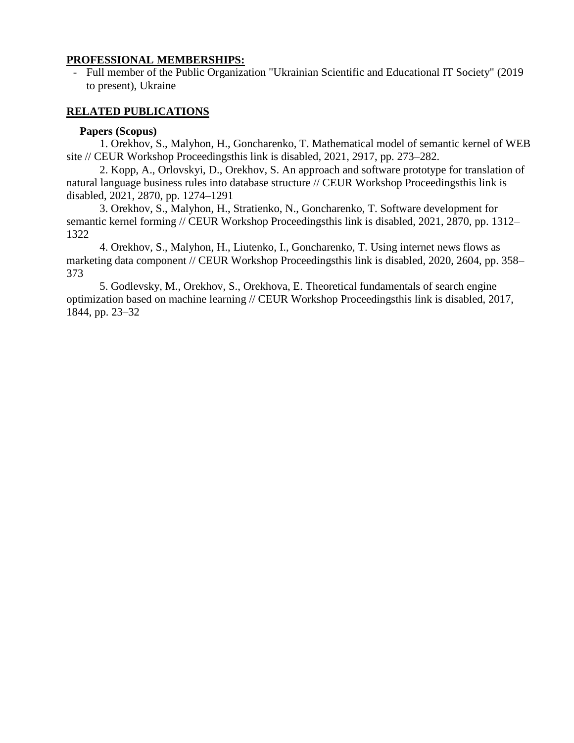## PROFESSIONAL MEMBERSHIPS:

- Full member of the Public Organization "Ukrainian Scientific and Educational IT Society" (2019 to present), Ukraine

## RELATED PUBLICATIONS

**Papers (Scopus)**

1. Orekhov, S., Malyhon, H., Goncharenko, T. Mathematical model of semantic kernel of WEB site // CEUR Workshop Proceedingsthis link is disabled, 2021, 2917, pp. 273–282.

2. Kopp, A., Orlovskyi, D., Orekhov, S. An approach and software prototype for translation of natural language business rules into database structure // CEUR Workshop Proceedingsthis link is disabled, 2021, 2870, pp. 1274–1291

3. Orekhov, S., Malyhon, H., Stratienko, N., Goncharenko, T. Software development for semantic kernel forming // CEUR Workshop Proceedingsthis link is disabled, 2021, 2870, pp. 1312–1322

4. Orekhov, S., Malyhon, H., Liutenko, I., Goncharenko, T. Using internet news flows as marketing data component // CEUR Workshop Proceedingsthis link is disabled, 2020, 2604, pp. 358–373

5. Godlevsky, M., Orekhov, S., Orekhova, E. Theoretical fundamentals of search engine optimization based on machine learning // CEUR Workshop Proceedingsthis link is disabled, 2017, 1844, pp. 23–32